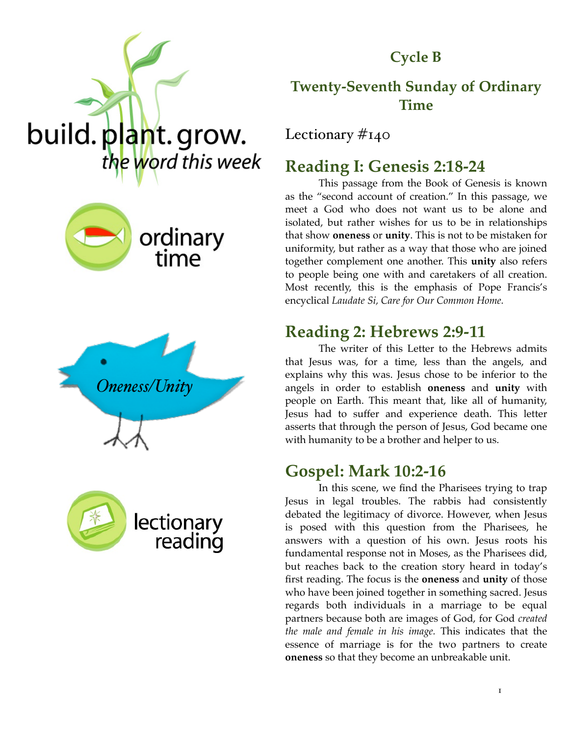build. plant. grow.
*the word this week*

ordinary time

*Oneness/Unity*

lectionary reading

## Cycle B

## Twenty-Seventh Sunday of Ordinary Time

Lectionary #140

## Reading I: Genesis 2:18-24

This passage from the Book of Genesis is known as the "second account of creation." In this passage, we meet a God who does not want us to be alone and isolated, but rather wishes for us to be in relationships that show **oneness** or **unity**. This is not to be mistaken for uniformity, but rather as a way that those who are joined together complement one another. This **unity** also refers to people being one with and caretakers of all creation. Most recently, this is the emphasis of Pope Francis's encyclical *Laudate Si, Care for Our Common Home.*

## Reading 2: Hebrews 2:9-11

The writer of this Letter to the Hebrews admits that Jesus was, for a time, less than the angels, and explains why this was. Jesus chose to be inferior to the angels in order to establish **oneness** and **unity** with people on Earth. This meant that, like all of humanity, Jesus had to suffer and experience death. This letter asserts that through the person of Jesus, God became one with humanity to be a brother and helper to us.

## Gospel: Mark 10:2-16

In this scene, we find the Pharisees trying to trap Jesus in legal troubles. The rabbis had consistently debated the legitimacy of divorce. However, when Jesus is posed with this question from the Pharisees, he answers with a question of his own. Jesus roots his fundamental response not in Moses, as the Pharisees did, but reaches back to the creation story heard in today's first reading. The focus is the **oneness** and **unity** of those who have been joined together in something sacred. Jesus regards both individuals in a marriage to be equal partners because both are images of God, for God *created the male and female in his image.* This indicates that the essence of marriage is for the two partners to create **oneness** so that they become an unbreakable unit.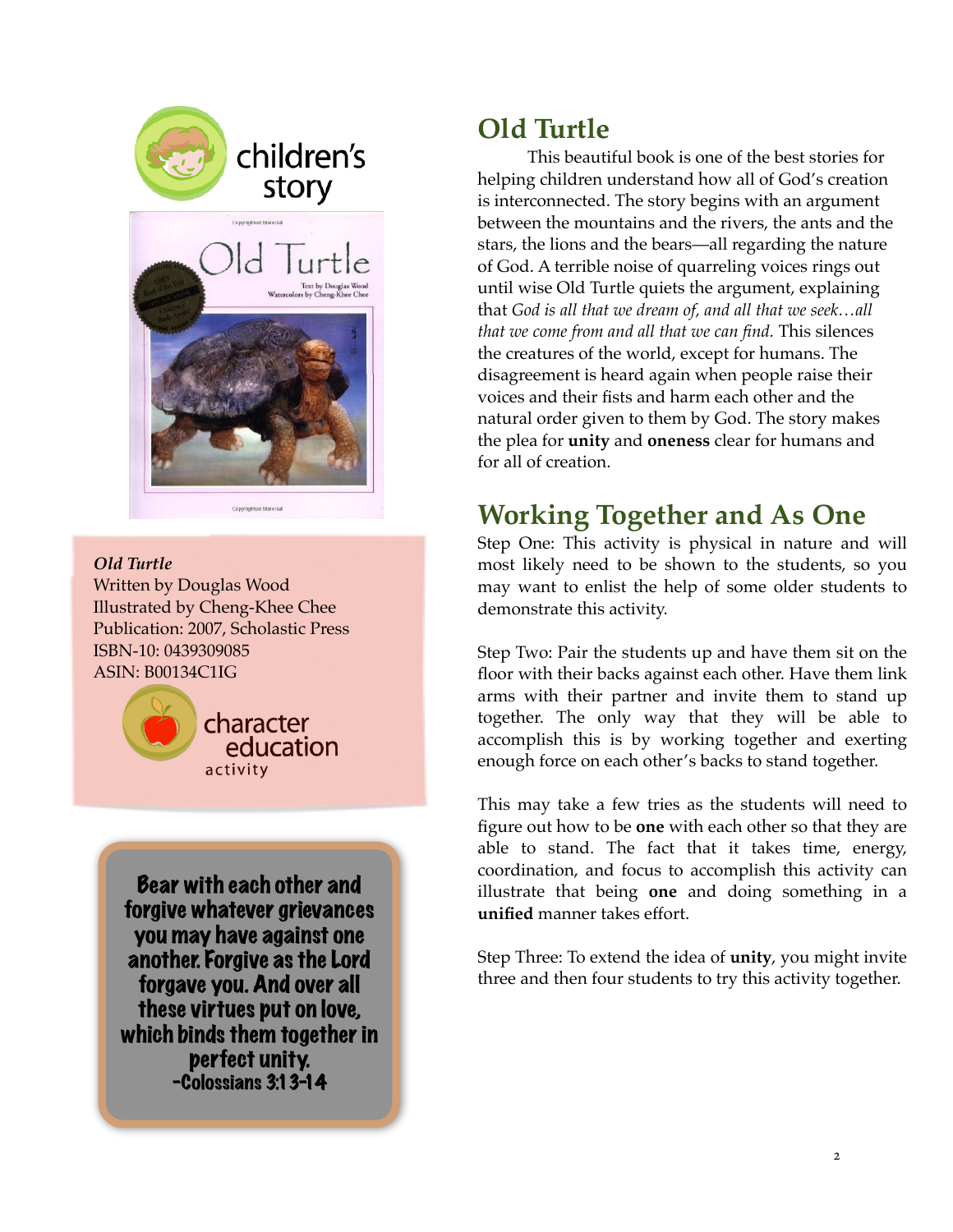children's story

*Old Turtle*
Written by Douglas Wood
Illustrated by Cheng-Khee Chee
Publication: 2007, Scholastic Press
ISBN-10: 0439309085
ASIN: B00134C1IG

character education activity

**Bear with each other and forgive whatever grievances you may have against one another. Forgive as the Lord forgave you. And over all these virtues put on love, which binds them together in perfect unity.**
**-Colossians 3:13-14**

## Old Turtle

This beautiful book is one of the best stories for helping children understand how all of God's creation is interconnected. The story begins with an argument between the mountains and the rivers, the ants and the stars, the lions and the bears—all regarding the nature of God. A terrible noise of quarreling voices rings out until wise Old Turtle quiets the argument, explaining that *God is all that we dream of, and all that we seek…all that we come from and all that we can find.* This silences the creatures of the world, except for humans. The disagreement is heard again when people raise their voices and their fists and harm each other and the natural order given to them by God. The story makes the plea for **unity** and **oneness** clear for humans and for all of creation.

## Working Together and As One

Step One: This activity is physical in nature and will most likely need to be shown to the students, so you may want to enlist the help of some older students to demonstrate this activity.

Step Two: Pair the students up and have them sit on the floor with their backs against each other. Have them link arms with their partner and invite them to stand up together. The only way that they will be able to accomplish this is by working together and exerting enough force on each other's backs to stand together.

This may take a few tries as the students will need to figure out how to be **one** with each other so that they are able to stand. The fact that it takes time, energy, coordination, and focus to accomplish this activity can illustrate that being **one** and doing something in a **unified** manner takes effort.

Step Three: To extend the idea of **unity**, you might invite three and then four students to try this activity together.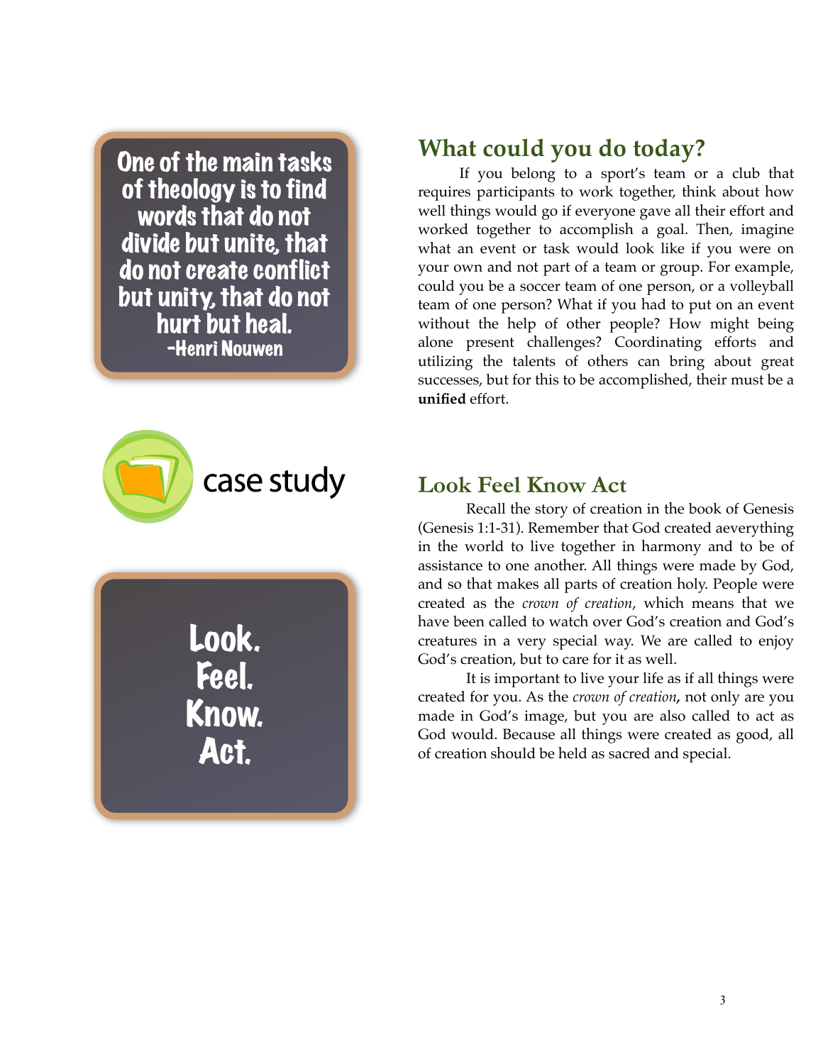One of the main tasks of theology is to find words that do not divide but unite, that do not create conflict but unity, that do not hurt but heal.
-Henri Nouwen

## What could you do today?

If you belong to a sport's team or a club that requires participants to work together, think about how well things would go if everyone gave all their effort and worked together to accomplish a goal. Then, imagine what an event or task would look like if you were on your own and not part of a team or group. For example, could you be a soccer team of one person, or a volleyball team of one person? What if you had to put on an event without the help of other people? How might being alone present challenges? Coordinating efforts and utilizing the talents of others can bring about great successes, but for this to be accomplished, their must be a **unified** effort.

case study

Look.
Feel.
Know.
Act.

## Look Feel Know Act

Recall the story of creation in the book of Genesis (Genesis 1:1-31). Remember that God created aeverything in the world to live together in harmony and to be of assistance to one another. All things were made by God, and so that makes all parts of creation holy. People were created as the *crown of creation*, which means that we have been called to watch over God's creation and God's creatures in a very special way. We are called to enjoy God's creation, but to care for it as well.

It is important to live your life as if all things were created for you. As the *crown of creation*, not only are you made in God's image, but you are also called to act as God would. Because all things were created as good, all of creation should be held as sacred and special.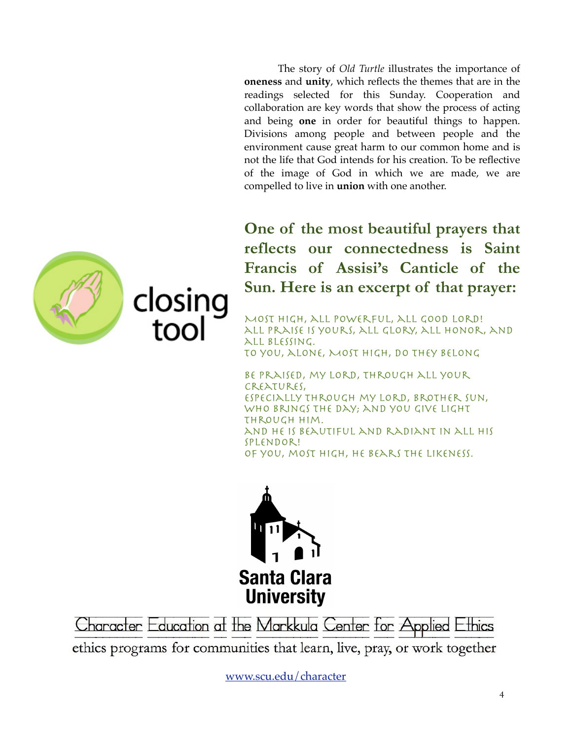The story of *Old Turtle* illustrates the importance of **oneness** and **unity**, which reflects the themes that are in the readings selected for this Sunday. Cooperation and collaboration are key words that show the process of acting and being **one** in order for beautiful things to happen. Divisions among people and between people and the environment cause great harm to our common home and is not the life that God intends for his creation. To be reflective of the image of God in which we are made, we are compelled to live in **union** with one another.

## closing tool

## One of the most beautiful prayers that reflects our connectedness is Saint Francis of Assisi's Canticle of the Sun. Here is an excerpt of that prayer:

MOST HIGH, ALL POWERFUL, ALL GOOD LORD!
ALL PRAISE IS YOURS, ALL GLORY, ALL HONOR, AND ALL BLESSING.
TO YOU, ALONE, MOST HIGH, DO THEY BELONG

BE PRAISED, MY LORD, THROUGH ALL YOUR CREATURES,
ESPECIALLY THROUGH MY LORD, BROTHER SUN,
WHO BRINGS THE DAY; AND YOU GIVE LIGHT THROUGH HIM.
AND HE IS BEAUTIFUL AND RADIANT IN ALL HIS SPLENDOR!
OF YOU, MOST HIGH, HE BEARS THE LIKENESS.

Santa Clara University

Character Education at the Markkula Center for Applied Ethics

ethics programs for communities that learn, live, pray, or work together

www.scu.edu/character